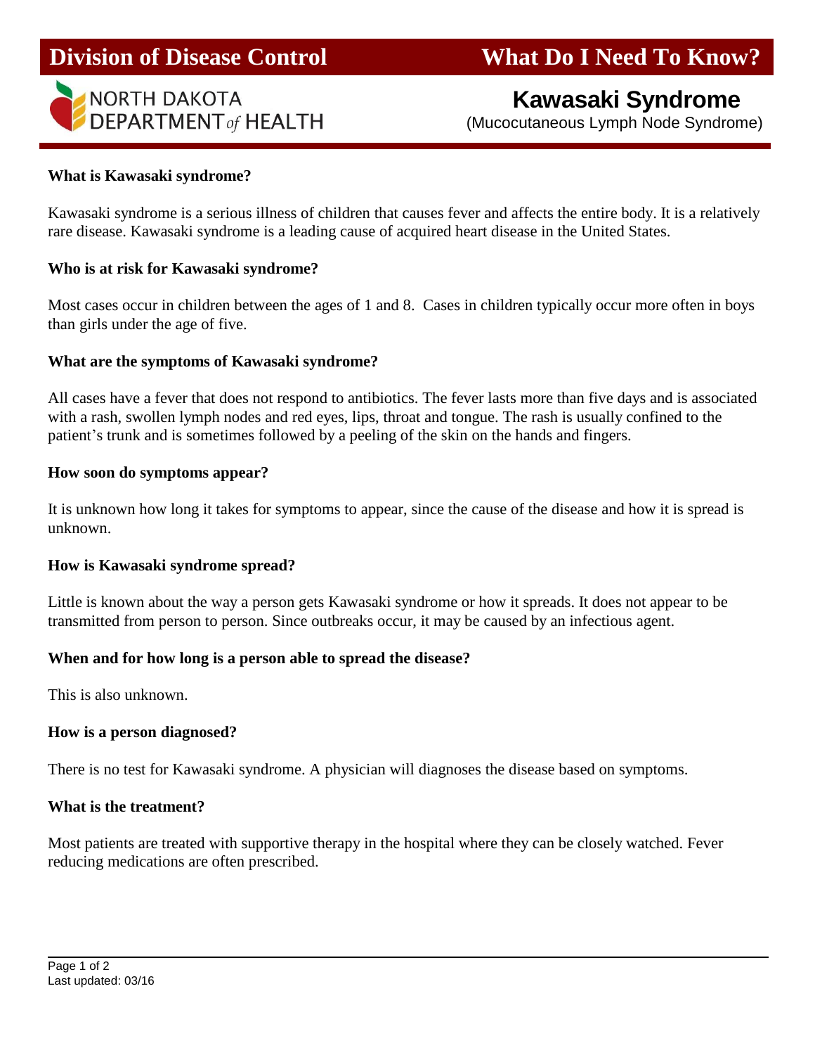# Division of Disease Control

# What Do I Need To Know?

NORTH DAKOTA DEPARTMENT *of* HEALTH

## Kawasaki Syndrome

(Mucocutaneous Lymph Node Syndrome)

**What is Kawasaki syndrome?**

Kawasaki syndrome is a serious illness of children that causes fever and affects the entire body. It is a relatively rare disease. Kawasaki syndrome is a leading cause of acquired heart disease in the United States.

**Who is at risk for Kawasaki syndrome?**

Most cases occur in children between the ages of 1 and 8. Cases in children typically occur more often in boys than girls under the age of five.

**What are the symptoms of Kawasaki syndrome?**

All cases have a fever that does not respond to antibiotics. The fever lasts more than five days and is associated with a rash, swollen lymph nodes and red eyes, lips, throat and tongue. The rash is usually confined to the patient's trunk and is sometimes followed by a peeling of the skin on the hands and fingers.

**How soon do symptoms appear?**

It is unknown how long it takes for symptoms to appear, since the cause of the disease and how it is spread is unknown.

**How is Kawasaki syndrome spread?**

Little is known about the way a person gets Kawasaki syndrome or how it spreads. It does not appear to be transmitted from person to person. Since outbreaks occur, it may be caused by an infectious agent.

**When and for how long is a person able to spread the disease?**

This is also unknown.

**How is a person diagnosed?**

There is no test for Kawasaki syndrome. A physician will diagnoses the disease based on symptoms.

**What is the treatment?**

Most patients are treated with supportive therapy in the hospital where they can be closely watched. Fever reducing medications are often prescribed.

Last updated: 03/16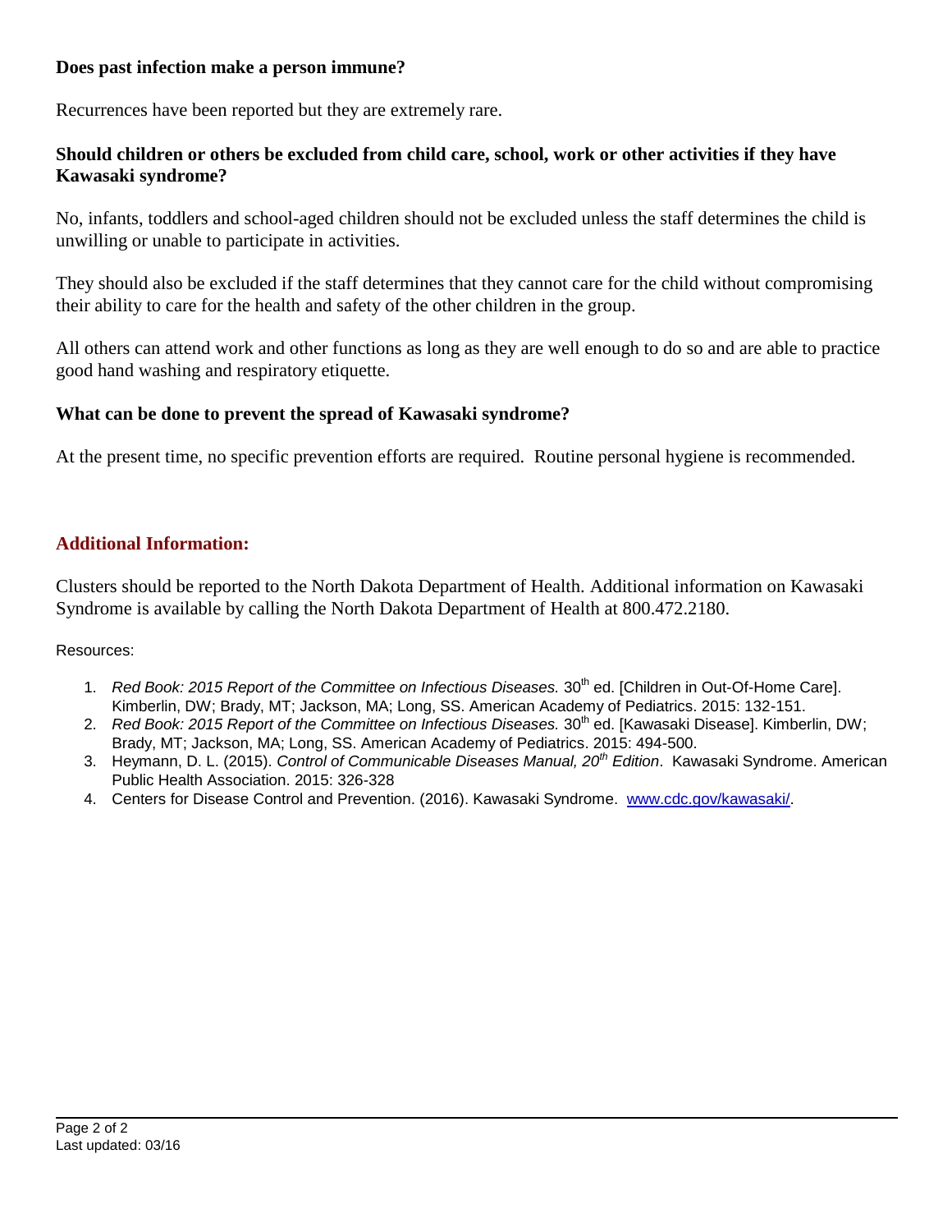**Does past infection make a person immune?**

Recurrences have been reported but they are extremely rare.

**Should children or others be excluded from child care, school, work or other activities if they have Kawasaki syndrome?**

No, infants, toddlers and school-aged children should not be excluded unless the staff determines the child is unwilling or unable to participate in activities.

They should also be excluded if the staff determines that they cannot care for the child without compromising their ability to care for the health and safety of the other children in the group.

All others can attend work and other functions as long as they are well enough to do so and are able to practice good hand washing and respiratory etiquette.

**What can be done to prevent the spread of Kawasaki syndrome?**

At the present time, no specific prevention efforts are required. Routine personal hygiene is recommended.

## Additional Information:

Clusters should be reported to the North Dakota Department of Health. Additional information on Kawasaki Syndrome is available by calling the North Dakota Department of Health at 800.472.2180.

Resources:

1. *Red Book: 2015 Report of the Committee on Infectious Diseases.* 30th ed. [Children in Out-Of-Home Care]. Kimberlin, DW; Brady, MT; Jackson, MA; Long, SS. American Academy of Pediatrics. 2015: 132-151.
2. *Red Book: 2015 Report of the Committee on Infectious Diseases.* 30th ed. [Kawasaki Disease]. Kimberlin, DW; Brady, MT; Jackson, MA; Long, SS. American Academy of Pediatrics. 2015: 494-500.
3. Heymann, D. L. (2015). *Control of Communicable Diseases Manual, 20th Edition*. Kawasaki Syndrome. American Public Health Association. 2015: 326-328
4. Centers for Disease Control and Prevention. (2016). Kawasaki Syndrome. www.cdc.gov/kawasaki/.

Last updated: 03/16